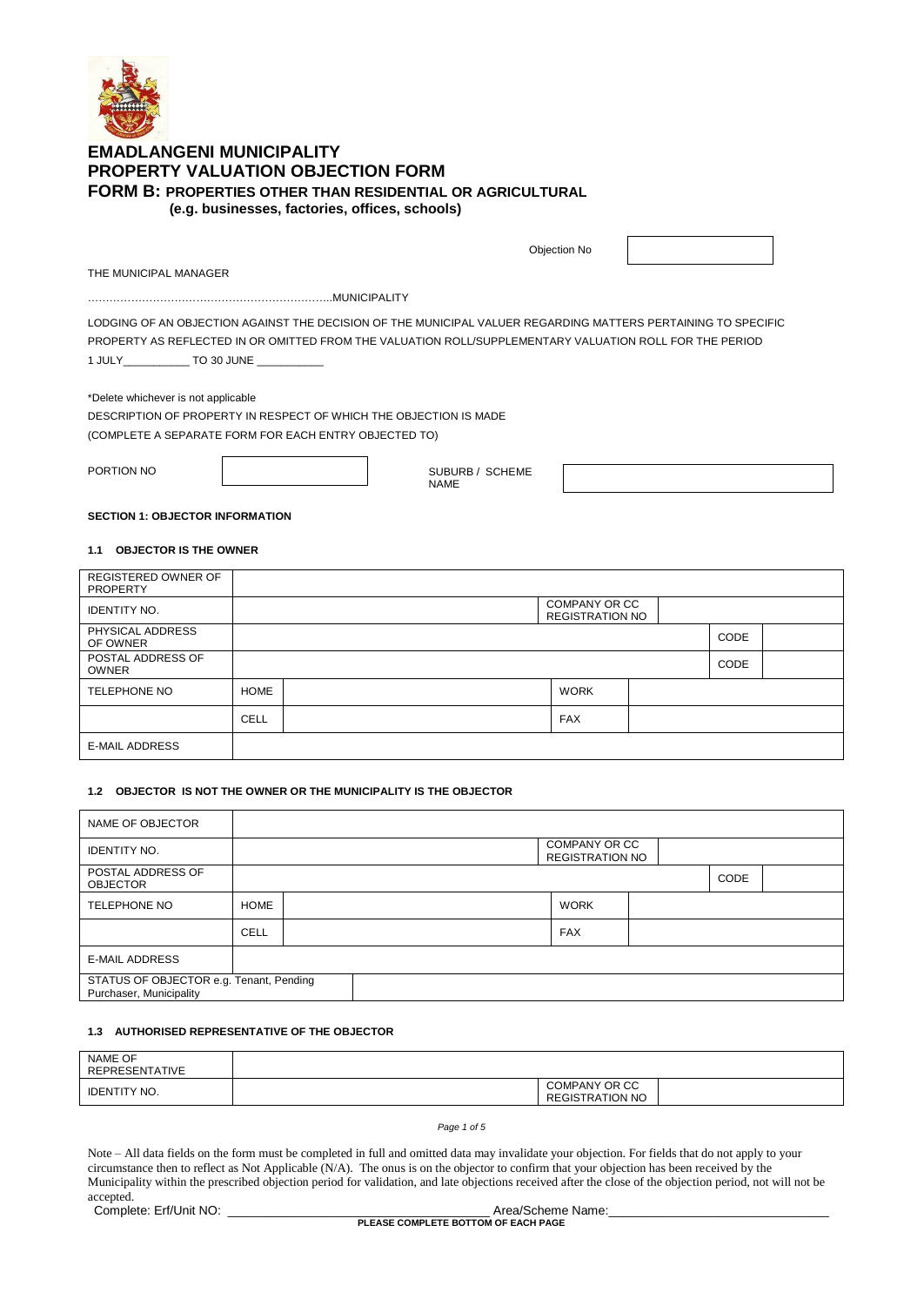# EMADLANGENI MUNICIPALITY
# PROPERTY VALUATION OBJECTION FORM
## FORM B: PROPERTIES OTHER THAN RESIDENTIAL OR AGRICULTURAL
### (e.g. businesses, factories, offices, schools)

Objection No

THE MUNICIPAL MANAGER

…………………………………………………………..MUNICIPALITY

LODGING OF AN OBJECTION AGAINST THE DECISION OF THE MUNICIPAL VALUER REGARDING MATTERS PERTAINING TO SPECIFIC PROPERTY AS REFLECTED IN OR OMITTED FROM THE VALUATION ROLL/SUPPLEMENTARY VALUATION ROLL FOR THE PERIOD 1 JULY___________ TO 30 JUNE ___________

*Delete whichever is not applicable

DESCRIPTION OF PROPERTY IN RESPECT OF WHICH THE OBJECTION IS MADE

(COMPLETE A SEPARATE FORM FOR EACH ENTRY OBJECTED TO)

| PORTION NO | | SUBURB / SCHEME NAME | |
|---|---|---|---|

**SECTION 1: OBJECTOR INFORMATION**

**1.1 OBJECTOR IS THE OWNER**

| REGISTERED OWNER OF PROPERTY | | | | | | |
|---|---|---|---|---|---|---|
| IDENTITY NO. | | | COMPANY OR CC REGISTRATION NO | | | |
| PHYSICAL ADDRESS OF OWNER | | | | | CODE | |
| POSTAL ADDRESS OF OWNER | | | | | CODE | |
| TELEPHONE NO | HOME | | WORK | | | |
| | CELL | | FAX | | | |
| E-MAIL ADDRESS | | | | | | |

**1.2 OBJECTOR IS NOT THE OWNER OR THE MUNICIPALITY IS THE OBJECTOR**

| NAME OF OBJECTOR | | | | | | |
|---|---|---|---|---|---|---|
| IDENTITY NO. | | | COMPANY OR CC REGISTRATION NO | | | |
| POSTAL ADDRESS OF OBJECTOR | | | | | CODE | |
| TELEPHONE NO | HOME | | WORK | | | |
| | CELL | | FAX | | | |
| E-MAIL ADDRESS | | | | | | |
| STATUS OF OBJECTOR e.g. Tenant, Pending Purchaser, Municipality | | | | | | |

**1.3 AUTHORISED REPRESENTATIVE OF THE OBJECTOR**

| NAME OF REPRESENTATIVE | | | |
|---|---|---|---|
| IDENTITY NO. | | COMPANY OR CC REGISTRATION NO | |

Note – All data fields on the form must be completed in full and omitted data may invalidate your objection. For fields that do not apply to your circumstance then to reflect as Not Applicable (N/A). The onus is on the objector to confirm that your objection has been received by the Municipality within the prescribed objection period for validation, and late objections received after the close of the objection period, not will not be accepted.

Complete: Erf/Unit NO: ____________________________________ Area/Scheme Name:________________________________

**PLEASE COMPLETE BOTTOM OF EACH PAGE**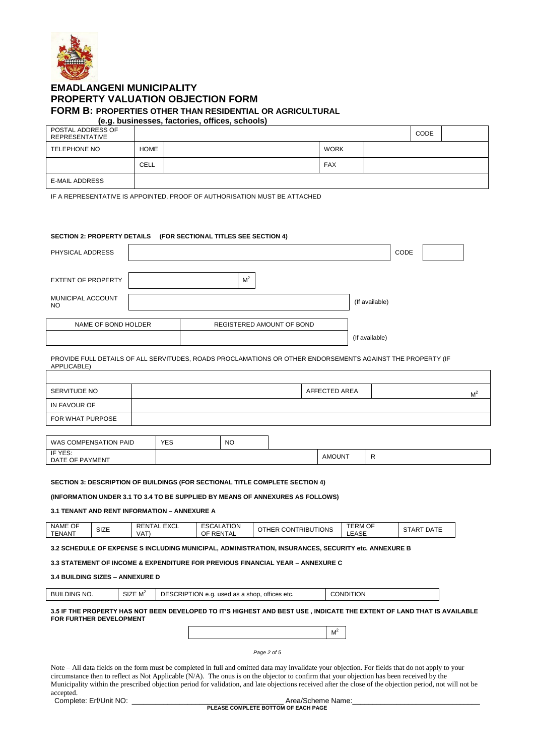# EMADLANGENI MUNICIPALITY
# PROPERTY VALUATION OBJECTION FORM
## FORM B: PROPERTIES OTHER THAN RESIDENTIAL OR AGRICULTURAL
**(e.g. businesses, factories, offices, schools)**

| POSTAL ADDRESS OF REPRESENTATIVE | | | | | CODE | |
|---|---|---|---|---|---|---|
| TELEPHONE NO | HOME | | WORK | | | |
| | CELL | | FAX | | | |
| E-MAIL ADDRESS | | | | | | |

IF A REPRESENTATIVE IS APPOINTED, PROOF OF AUTHORISATION MUST BE ATTACHED

### SECTION 2: PROPERTY DETAILS (FOR SECTIONAL TITLES SEE SECTION 4)

| PHYSICAL ADDRESS | | CODE | |
|---|---|---|---|
| EXTENT OF PROPERTY | $M^2$ | | |
| MUNICIPAL ACCOUNT NO | | (If available) | |

| NAME OF BOND HOLDER | REGISTERED AMOUNT OF BOND | |
|---|---|---|
| | | (If available) |

PROVIDE FULL DETAILS OF ALL SERVITUDES, ROADS PROCLAMATIONS OR OTHER ENDORSEMENTS AGAINST THE PROPERTY (IF APPLICABLE)

| | | | |
|---|---|---|---|
| SERVITUDE NO | | AFFECTED AREA | $M^2$ |
| IN FAVOUR OF | | | |
| FOR WHAT PURPOSE | | | |

| WAS COMPENSATION PAID | YES | NO | | |
|---|---|---|---|---|
| IF YES: DATE OF PAYMENT | | | AMOUNT | R |

### SECTION 3: DESCRIPTION OF BUILDINGS (FOR SECTIONAL TITLE COMPLETE SECTION 4)

**(INFORMATION UNDER 3.1 TO 3.4 TO BE SUPPLIED BY MEANS OF ANNEXURES AS FOLLOWS)**

**3.1 TENANT AND RENT INFORMATION – ANNEXURE A**

| NAME OF TENANT | SIZE | RENTAL EXCL VAT) | ESCALATION OF RENTAL | OTHER CONTRIBUTIONS | TERM OF LEASE | START DATE |
|---|---|---|---|---|---|---|

**3.2 SCHEDULE OF EXPENSE S INCLUDING MUNICIPAL, ADMINISTRATION, INSURANCES, SECURITY etc. ANNEXURE B**

**3.3 STATEMENT OF INCOME & EXPENDITURE FOR PREVIOUS FINANCIAL YEAR – ANNEXURE C**

**3.4 BUILDING SIZES – ANNEXURE D**

| BUILDING NO. | SIZE $M^2$ | DESCRIPTION e.g. used as a shop, offices etc. | CONDITION |
|---|---|---|---|

**3.5 IF THE PROPERTY HAS NOT BEEN DEVELOPED TO IT'S HIGHEST AND BEST USE , INDICATE THE EXTENT OF LAND THAT IS AVAILABLE FOR FURTHER DEVELOPMENT**

| | $M^2$ |
|---|---|

Note – All data fields on the form must be completed in full and omitted data may invalidate your objection. For fields that do not apply to your circumstance then to reflect as Not Applicable (N/A). The onus is on the objector to confirm that your objection has been received by the Municipality within the prescribed objection period for validation, and late objections received after the close of the objection period, not will not be accepted.

Complete: Erf/Unit NO: ___________________________________ Area/Scheme Name:_______________________________

**PLEASE COMPLETE BOTTOM OF EACH PAGE**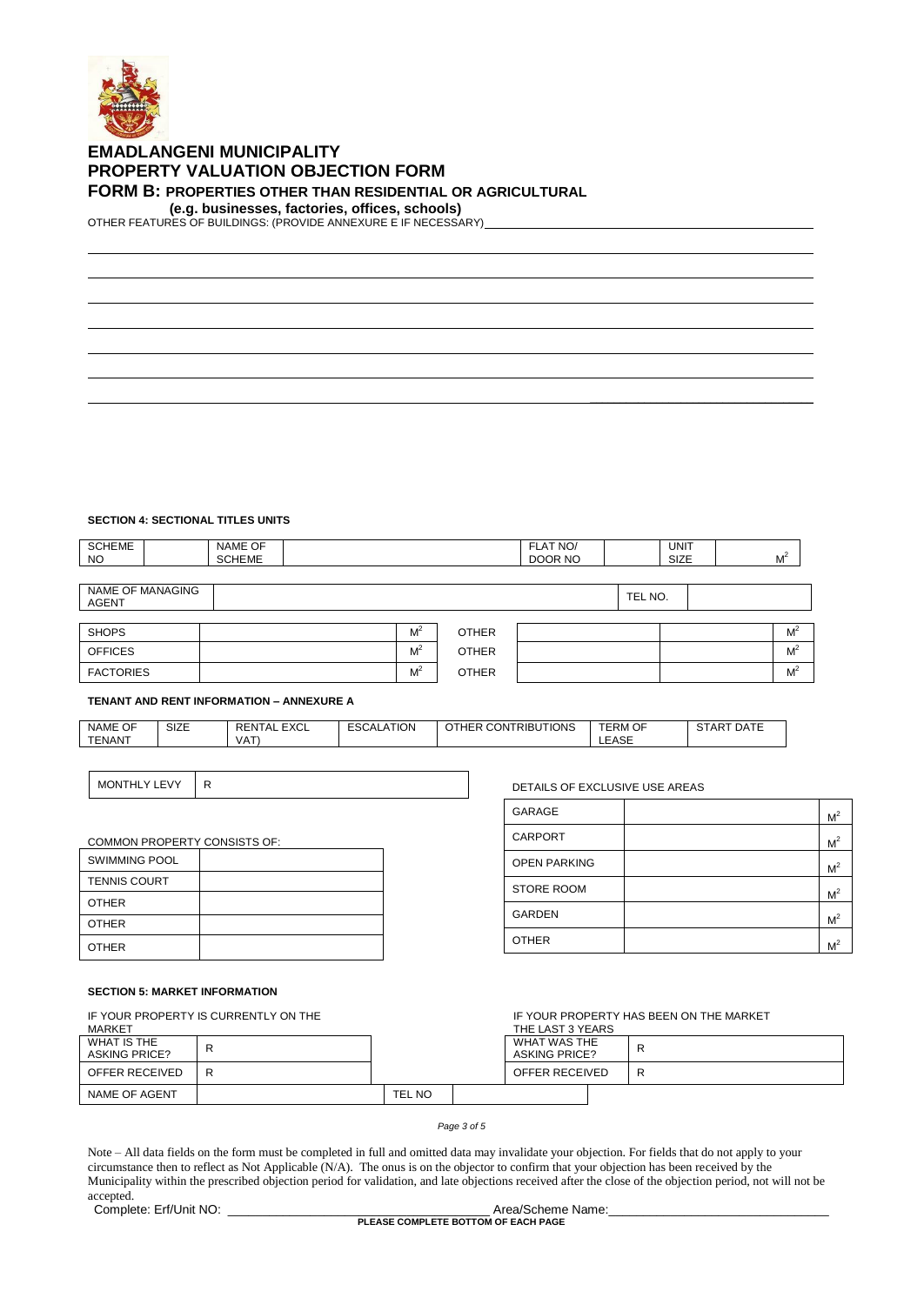# EMADLANGENI MUNICIPALITY
# PROPERTY VALUATION OBJECTION FORM
## FORM B: PROPERTIES OTHER THAN RESIDENTIAL OR AGRICULTURAL
**(e.g. businesses, factories, offices, schools)**

OTHER FEATURES OF BUILDINGS: (PROVIDE ANNEXURE E IF NECESSARY)

### SECTION 4: SECTIONAL TITLES UNITS

| SCHEME NO | | NAME OF SCHEME | | FLAT NO/ DOOR NO | | UNIT SIZE | $M^2$ |
|---|---|---|---|---|---|---|---|

| NAME OF MANAGING AGENT | | TEL NO. | |
|---|---|---|---|

| SHOPS | | $M^2$ | OTHER | | | $M^2$ |
|---|---|---|---|---|---|---|
| OFFICES | | $M^2$ | OTHER | | | $M^2$ |
| FACTORIES | | $M^2$ | OTHER | | | $M^2$ |

**TENANT AND RENT INFORMATION – ANNEXURE A**

| NAME OF TENANT | SIZE | RENTAL EXCL VAT) | ESCALATION | OTHER CONTRIBUTIONS | TERM OF LEASE | START DATE |
|---|---|---|---|---|---|---|

| MONTHLY LEVY | R |
|---|---|

COMMON PROPERTY CONSISTS OF:

| SWIMMING POOL | |
|---|---|
| TENNIS COURT | |
| OTHER | |
| OTHER | |
| OTHER | |

DETAILS OF EXCLUSIVE USE AREAS

| GARAGE | | $M^2$ |
|---|---|---|
| CARPORT | | $M^2$ |
| OPEN PARKING | | $M^2$ |
| STORE ROOM | | $M^2$ |
| GARDEN | | $M^2$ |
| OTHER | | $M^2$ |

### SECTION 5: MARKET INFORMATION

IF YOUR PROPERTY IS CURRENTLY ON THE MARKET

| WHAT IS THE ASKING PRICE? | R |
|---|---|
| OFFER RECEIVED | R |
| NAME OF AGENT | |
| TEL NO | |

IF YOUR PROPERTY HAS BEEN ON THE MARKET THE LAST 3 YEARS

| WHAT WAS THE ASKING PRICE? | R |
|---|---|
| OFFER RECEIVED | R |

Note – All data fields on the form must be completed in full and omitted data may invalidate your objection. For fields that do not apply to your circumstance then to reflect as Not Applicable (N/A). The onus is on the objector to confirm that your objection has been received by the Municipality within the prescribed objection period for validation, and late objections received after the close of the objection period, not will not be accepted.

Complete: Erf/Unit NO: ______________________ Area/Scheme Name: ______________________

**PLEASE COMPLETE BOTTOM OF EACH PAGE**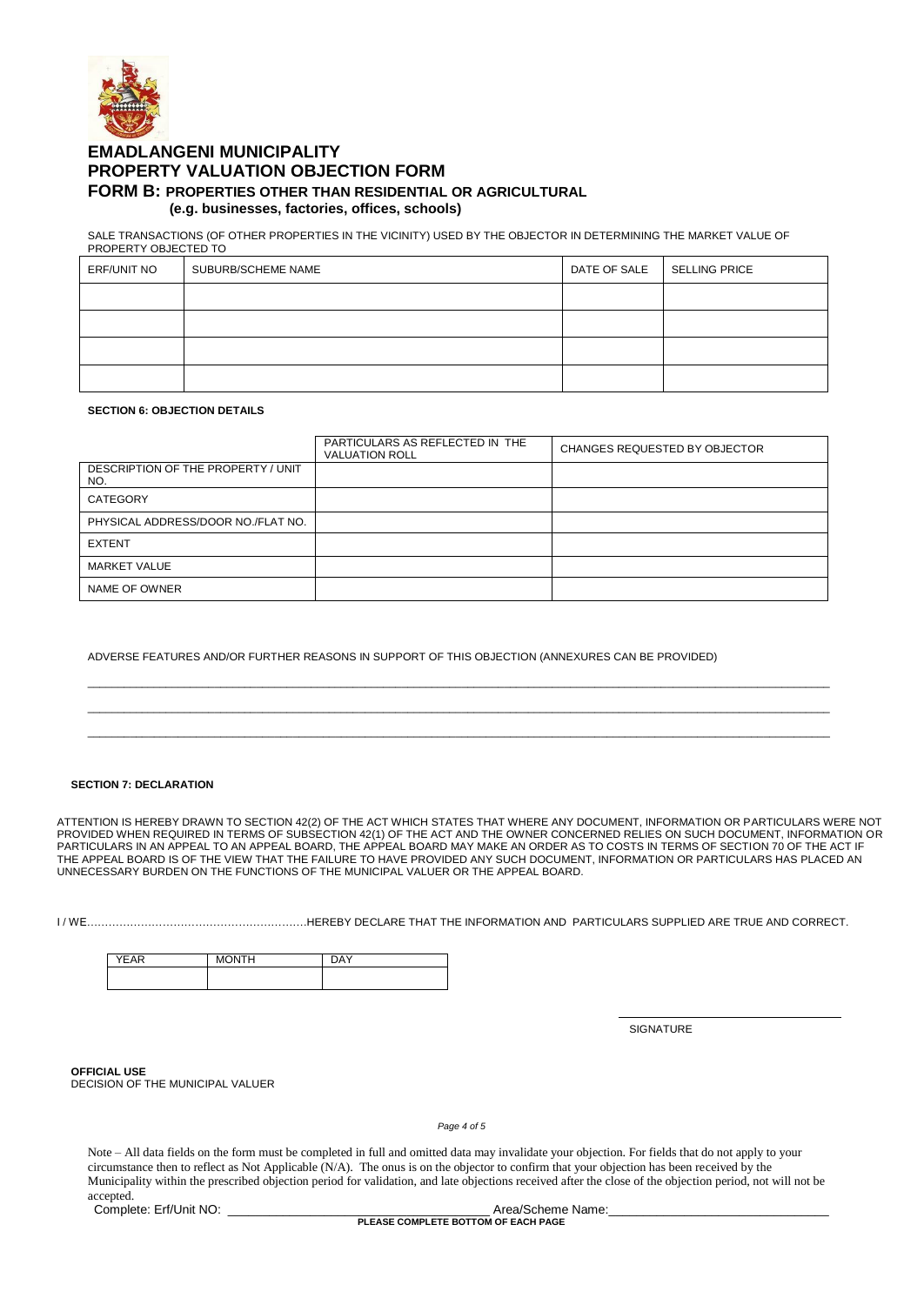# EMADLANGENI MUNICIPALITY

## PROPERTY VALUATION OBJECTION FORM

### FORM B: PROPERTIES OTHER THAN RESIDENTIAL OR AGRICULTURAL

**(e.g. businesses, factories, offices, schools)**

SALE TRANSACTIONS (OF OTHER PROPERTIES IN THE VICINITY) USED BY THE OBJECTOR IN DETERMINING THE MARKET VALUE OF PROPERTY OBJECTED TO

| ERF/UNIT NO | SUBURB/SCHEME NAME | DATE OF SALE | SELLING PRICE |
|---|---|---|---|
| | | | |
| | | | |
| | | | |
| | | | |

**SECTION 6: OBJECTION DETAILS**

| | PARTICULARS AS REFLECTED IN THE VALUATION ROLL | CHANGES REQUESTED BY OBJECTOR |
|---|---|---|
| DESCRIPTION OF THE PROPERTY / UNIT NO. | | |
| CATEGORY | | |
| PHYSICAL ADDRESS/DOOR NO./FLAT NO. | | |
| EXTENT | | |
| MARKET VALUE | | |
| NAME OF OWNER | | |

ADVERSE FEATURES AND/OR FURTHER REASONS IN SUPPORT OF THIS OBJECTION (ANNEXURES CAN BE PROVIDED)

\_\_\_\_\_\_\_\_\_\_\_\_\_\_\_\_\_\_\_\_\_\_\_\_\_\_\_\_\_\_\_\_\_\_\_\_\_\_\_\_\_\_\_\_\_\_\_\_\_\_\_\_\_\_\_\_\_\_\_\_\_\_\_\_\_\_\_\_\_\_\_\_\_\_\_\_

\_\_\_\_\_\_\_\_\_\_\_\_\_\_\_\_\_\_\_\_\_\_\_\_\_\_\_\_\_\_\_\_\_\_\_\_\_\_\_\_\_\_\_\_\_\_\_\_\_\_\_\_\_\_\_\_\_\_\_\_\_\_\_\_\_\_\_\_\_\_\_\_\_\_\_\_

\_\_\_\_\_\_\_\_\_\_\_\_\_\_\_\_\_\_\_\_\_\_\_\_\_\_\_\_\_\_\_\_\_\_\_\_\_\_\_\_\_\_\_\_\_\_\_\_\_\_\_\_\_\_\_\_\_\_\_\_\_\_\_\_\_\_\_\_\_\_\_\_\_\_\_\_

**SECTION 7: DECLARATION**

ATTENTION IS HEREBY DRAWN TO SECTION 42(2) OF THE ACT WHICH STATES THAT WHERE ANY DOCUMENT, INFORMATION OR PARTICULARS WERE NOT PROVIDED WHEN REQUIRED IN TERMS OF SUBSECTION 42(1) OF THE ACT AND THE OWNER CONCERNED RELIES ON SUCH DOCUMENT, INFORMATION OR PARTICULARS IN AN APPEAL TO AN APPEAL BOARD, THE APPEAL BOARD MAY MAKE AN ORDER AS TO COSTS IN TERMS OF SECTION 70 OF THE ACT IF THE APPEAL BOARD IS OF THE VIEW THAT THE FAILURE TO HAVE PROVIDED ANY SUCH DOCUMENT, INFORMATION OR PARTICULARS HAS PLACED AN UNNECESSARY BURDEN ON THE FUNCTIONS OF THE MUNICIPAL VALUER OR THE APPEAL BOARD.

I / WE……………………………………………………HEREBY DECLARE THAT THE INFORMATION AND PARTICULARS SUPPLIED ARE TRUE AND CORRECT.

| YEAR | MONTH | DAY |
|---|---|---|
| | | |

\_\_\_\_\_\_\_\_\_\_\_\_\_\_\_\_\_\_\_\_\_\_\_\_\_\_\_\_\_\_\_\_

SIGNATURE

**OFFICIAL USE**

DECISION OF THE MUNICIPAL VALUER

Note – All data fields on the form must be completed in full and omitted data may invalidate your objection. For fields that do not apply to your circumstance then to reflect as Not Applicable (N/A). The onus is on the objector to confirm that your objection has been received by the Municipality within the prescribed objection period for validation, and late objections received after the close of the objection period, not will not be accepted.

Complete: Erf/Unit NO: \_\_\_\_\_\_\_\_\_\_\_\_\_\_\_\_\_\_\_\_\_\_\_\_\_\_\_\_\_\_\_\_\_\_\_\_ Area/Scheme Name:\_\_\_\_\_\_\_\_\_\_\_\_\_\_\_\_\_\_\_\_\_\_\_\_\_\_\_\_\_\_\_\_

**PLEASE COMPLETE BOTTOM OF EACH PAGE**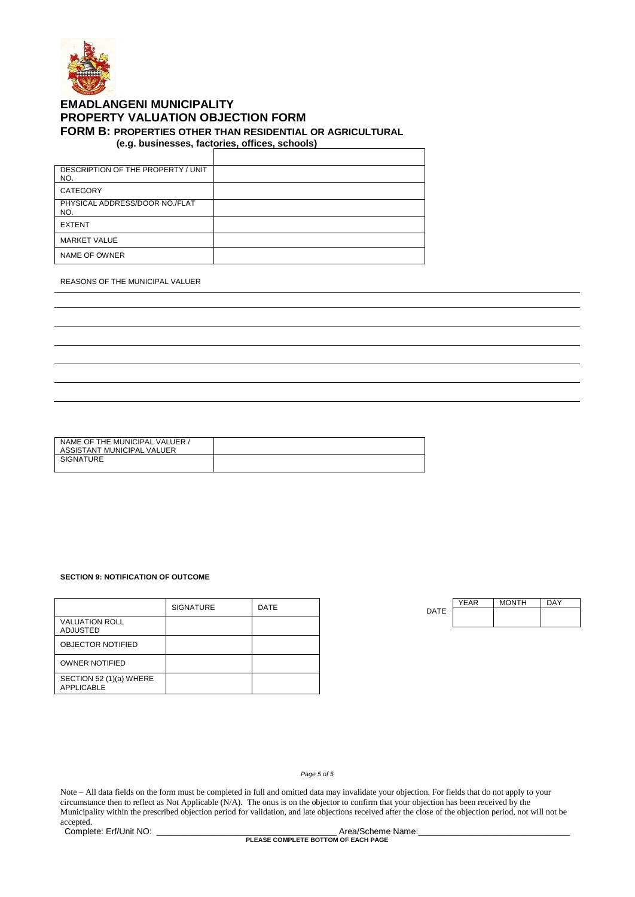# EMADLANGENI MUNICIPALITY

## PROPERTY VALUATION OBJECTION FORM

### FORM B: PROPERTIES OTHER THAN RESIDENTIAL OR AGRICULTURAL

**(e.g. businesses, factories, offices, schools)**

| | |
|---|---|
| DESCRIPTION OF THE PROPERTY / UNIT NO. | |
| CATEGORY | |
| PHYSICAL ADDRESS/DOOR NO./FLAT NO. | |
| EXTENT | |
| MARKET VALUE | |
| NAME OF OWNER | |

REASONS OF THE MUNICIPAL VALUER

______________________________________________________________________________

______________________________________________________________________________

______________________________________________________________________________

______________________________________________________________________________

______________________________________________________________________________

______________________________________________________________________________

______________________________________________________________________________

| | |
|---|---|
| NAME OF THE MUNICIPAL VALUER / ASSISTANT MUNICIPAL VALUER | |
| SIGNATURE | |

**SECTION 9: NOTIFICATION OF OUTCOME**

| | SIGNATURE | DATE |
|---|---|---|
| VALUATION ROLL ADJUSTED | | |
| OBJECTOR NOTIFIED | | |
| OWNER NOTIFIED | | |
| SECTION 52 (1)(a) WHERE APPLICABLE | | |

DATE

| YEAR | MONTH | DAY |
|---|---|---|
| | | |

Note – All data fields on the form must be completed in full and omitted data may invalidate your objection. For fields that do not apply to your circumstance then to reflect as Not Applicable (N/A). The onus is on the objector to confirm that your objection has been received by the Municipality within the prescribed objection period for validation, and late objections received after the close of the objection period, not will not be accepted.

Complete: Erf/Unit NO: ____________________________________ Area/Scheme Name:_______________________________

**PLEASE COMPLETE BOTTOM OF EACH PAGE**